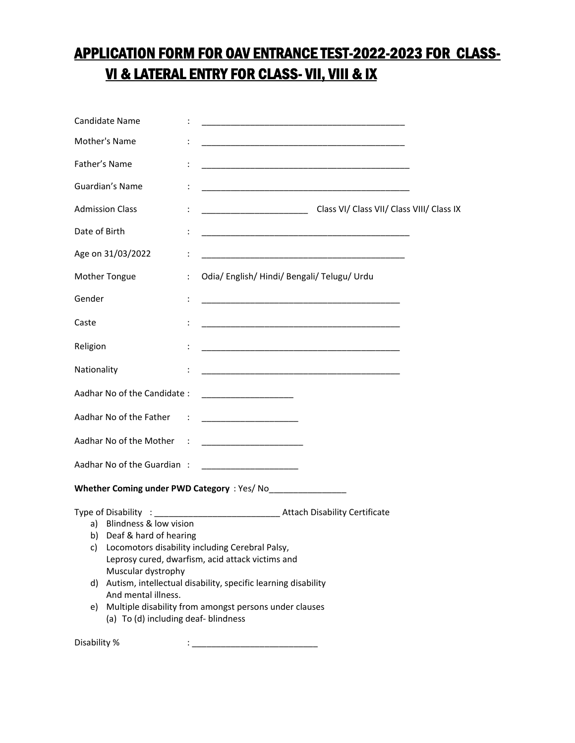# APPLICATION FORM FOR OAV ENTRANCE TEST-2022-2023 FOR CLASS-VI & LATERAL ENTRY FOR CLASS- VII, VIII & IX

Candidate Name : ____________________________________________

Mother's Name : ____________________________________________

Father's Name : ____________________________________________

Guardian's Name : ____________________________________________

Admission Class : ______________________ Class VI/ Class VII/ Class VIII/ Class IX

Date of Birth : ____________________________________________

Age on 31/03/2022 : ____________________________________________

Mother Tongue : Odia/ English/ Hindi/ Bengali/ Telugu/ Urdu

Gender : ____________________________________________

Caste : ____________________________________________

Religion : ____________________________________________

Nationality : ____________________________________________

Aadhar No of the Candidate : ____________________

Aadhar No of the Father : ____________________

Aadhar No of the Mother : ____________________

Aadhar No of the Guardian : ____________________

**Whether Coming under PWD Category** : Yes/ No________________

Type of Disability : __________________________ Attach Disability Certificate

a) Blindness & low vision
b) Deaf & hard of hearing
c) Locomotors disability including Cerebral Palsy, Leprosy cured, dwarfism, acid attack victims and Muscular dystrophy
d) Autism, intellectual disability, specific learning disability And mental illness.
e) Multiple disability from amongst persons under clauses (a) To (d) including deaf- blindness

Disability % : __________________________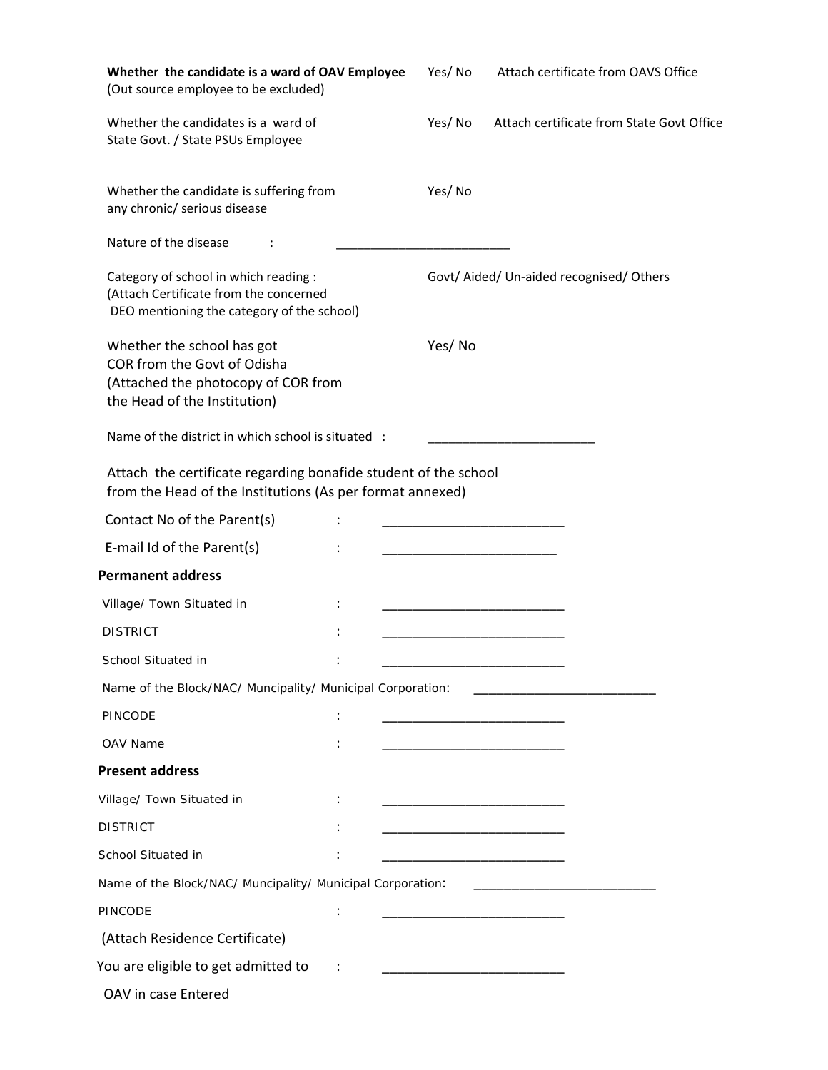**Whether the candidate is a ward of OAV Employee** (Out source employee to be excluded) — Yes/ No — Attach certificate from OAVS Office

Whether the candidates is a ward of State Govt. / State PSUs Employee — Yes/ No — Attach certificate from State Govt Office

Whether the candidate is suffering from any chronic/ serious disease — Yes/ No

Nature of the disease : ___________________________

Category of school in which reading : (Attach Certificate from the concerned DEO mentioning the category of the school) — Govt/ Aided/ Un-aided recognised/ Others

Whether the school has got COR from the Govt of Odisha (Attached the photocopy of COR from the Head of the Institution) — Yes/ No

Name of the district in which school is situated : ___________________________

Attach the certificate regarding bonafide student of the school from the Head of the Institutions (As per format annexed)

Contact No of the Parent(s) : ___________________________

E-mail Id of the Parent(s) : ___________________________

**Permanent address**

Village/ Town Situated in : ___________________________

DISTRICT : ___________________________

School Situated in : ___________________________

Name of the Block/NAC/ Muncipality/ Municipal Corporation: ___________________________

PINCODE : ___________________________

OAV Name : ___________________________

**Present address**

Village/ Town Situated in : ___________________________

DISTRICT : ___________________________

School Situated in : ___________________________

Name of the Block/NAC/ Muncipality/ Municipal Corporation: ___________________________

PINCODE : ___________________________

(Attach Residence Certificate)

You are eligible to get admitted to OAV in case Entered : ___________________________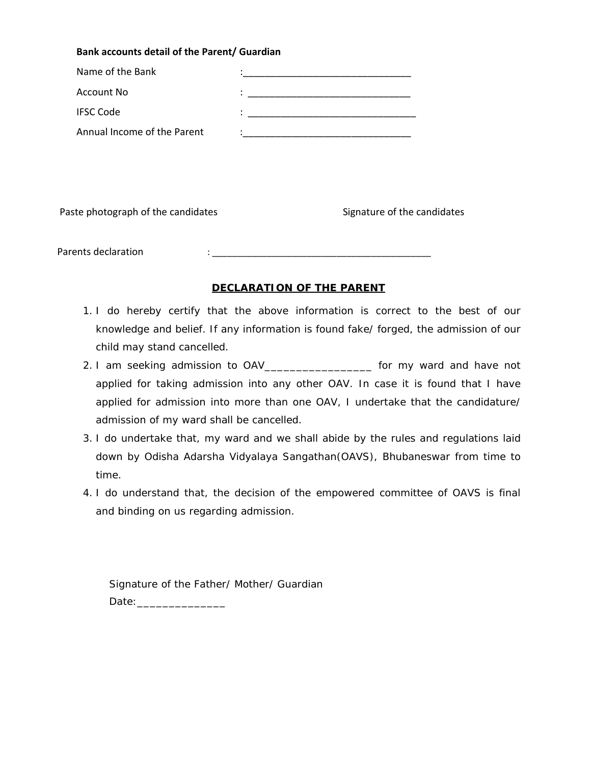**Bank accounts detail of the Parent/ Guardian**

Name of the Bank : _________________________________

Account No : _________________________________

IFSC Code : _________________________________

Annual Income of the Parent : _________________________________

Paste photograph of the candidates

Signature of the candidates

Parents declaration : ____________________________________________

**DECLARATION OF THE PARENT**

1. I do hereby certify that the above information is correct to the best of our knowledge and belief. If any information is found fake/ forged, the admission of our child may stand cancelled.
2. I am seeking admission to OAV_________________ for my ward and have not applied for taking admission into any other OAV. In case it is found that I have applied for admission into more than one OAV, I undertake that the candidature/ admission of my ward shall be cancelled.
3. I do undertake that, my ward and we shall abide by the rules and regulations laid down by Odisha Adarsha Vidyalaya Sangathan(OAVS), Bhubaneswar from time to time.
4. I do understand that, the decision of the empowered committee of OAVS is final and binding on us regarding admission.

Signature of the Father/ Mother/ Guardian

Date:______________